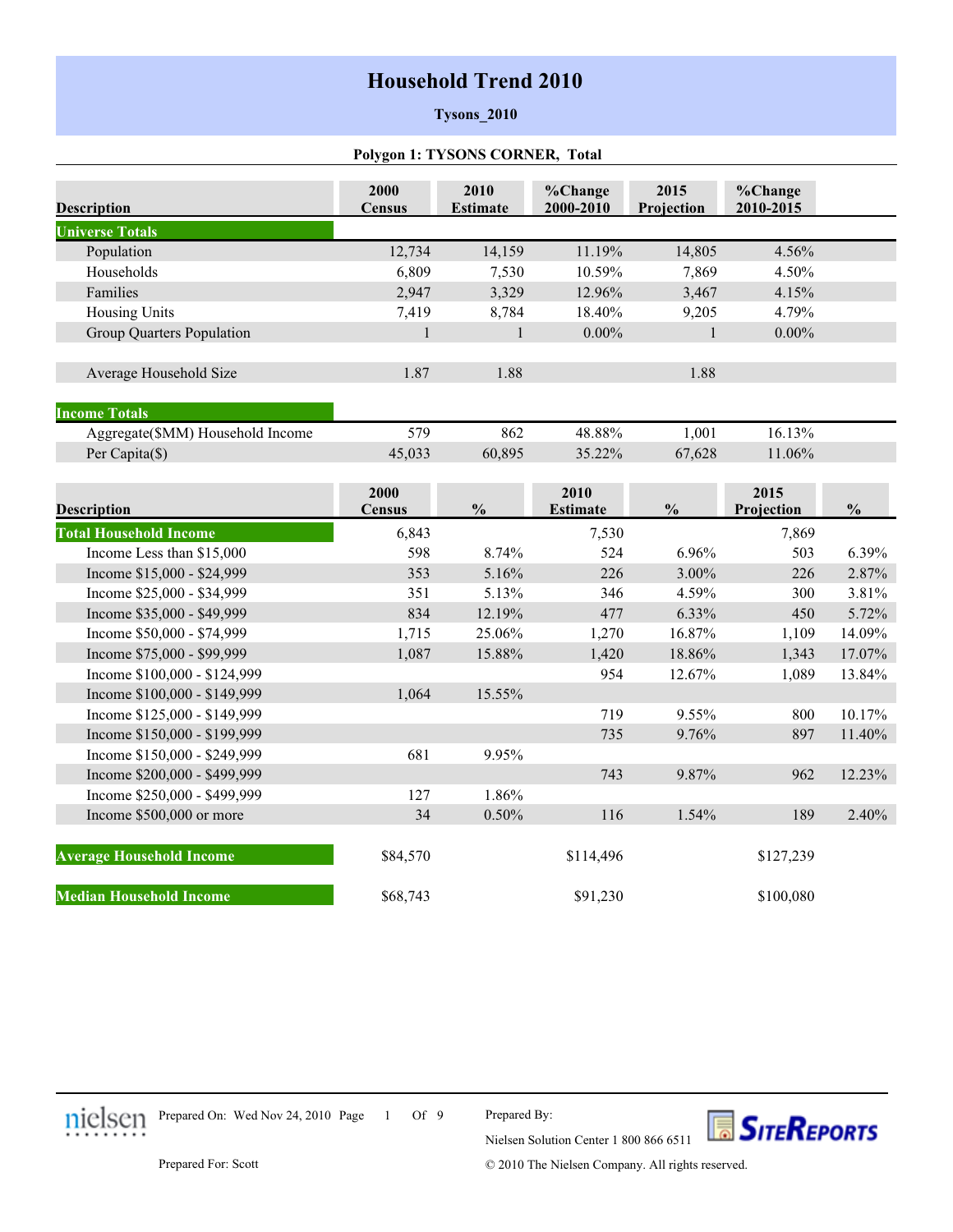# Household Trend 2010

**Tysons_2010**

**Polygon 1: TYSONS CORNER, Total**

| Description | 2000 Census | 2010 Estimate | %Change 2000-2010 | 2015 Projection | %Change 2010-2015 |
|---|---|---|---|---|---|
| **Universe Totals** | | | | | |
| Population | 12,734 | 14,159 | 11.19% | 14,805 | 4.56% |
| Households | 6,809 | 7,530 | 10.59% | 7,869 | 4.50% |
| Families | 2,947 | 3,329 | 12.96% | 3,467 | 4.15% |
| Housing Units | 7,419 | 8,784 | 18.40% | 9,205 | 4.79% |
| Group Quarters Population | 1 | 1 | 0.00% | 1 | 0.00% |
| Average Household Size | 1.87 | 1.88 | | 1.88 | |
| **Income Totals** | | | | | |
| Aggregate($MM) Household Income | 579 | 862 | 48.88% | 1,001 | 16.13% |
| Per Capita($) | 45,033 | 60,895 | 35.22% | 67,628 | 11.06% |

| Description | 2000 Census | % | 2010 Estimate | % | 2015 Projection | % |
|---|---|---|---|---|---|---|
| **Total Household Income** | 6,843 | | 7,530 | | 7,869 | |
| Income Less than $15,000 | 598 | 8.74% | 524 | 6.96% | 503 | 6.39% |
| Income $15,000 - $24,999 | 353 | 5.16% | 226 | 3.00% | 226 | 2.87% |
| Income $25,000 - $34,999 | 351 | 5.13% | 346 | 4.59% | 300 | 3.81% |
| Income $35,000 - $49,999 | 834 | 12.19% | 477 | 6.33% | 450 | 5.72% |
| Income $50,000 - $74,999 | 1,715 | 25.06% | 1,270 | 16.87% | 1,109 | 14.09% |
| Income $75,000 - $99,999 | 1,087 | 15.88% | 1,420 | 18.86% | 1,343 | 17.07% |
| Income $100,000 - $124,999 | | | 954 | 12.67% | 1,089 | 13.84% |
| Income $100,000 - $149,999 | 1,064 | 15.55% | | | | |
| Income $125,000 - $149,999 | | | 719 | 9.55% | 800 | 10.17% |
| Income $150,000 - $199,999 | | | 735 | 9.76% | 897 | 11.40% |
| Income $150,000 - $249,999 | 681 | 9.95% | | | | |
| Income $200,000 - $499,999 | | | 743 | 9.87% | 962 | 12.23% |
| Income $250,000 - $499,999 | 127 | 1.86% | | | | |
| Income $500,000 or more | 34 | 0.50% | 116 | 1.54% | 189 | 2.40% |
| **Average Household Income** | $84,570 | | $114,496 | | $127,239 | |
| **Median Household Income** | $68,743 | | $91,230 | | $100,080 | |

Prepared On: Wed Nov 24, 2010

Prepared By: Nielsen Solution Center 1 800 866 6511

Prepared For: Scott

© 2010 The Nielsen Company. All rights reserved.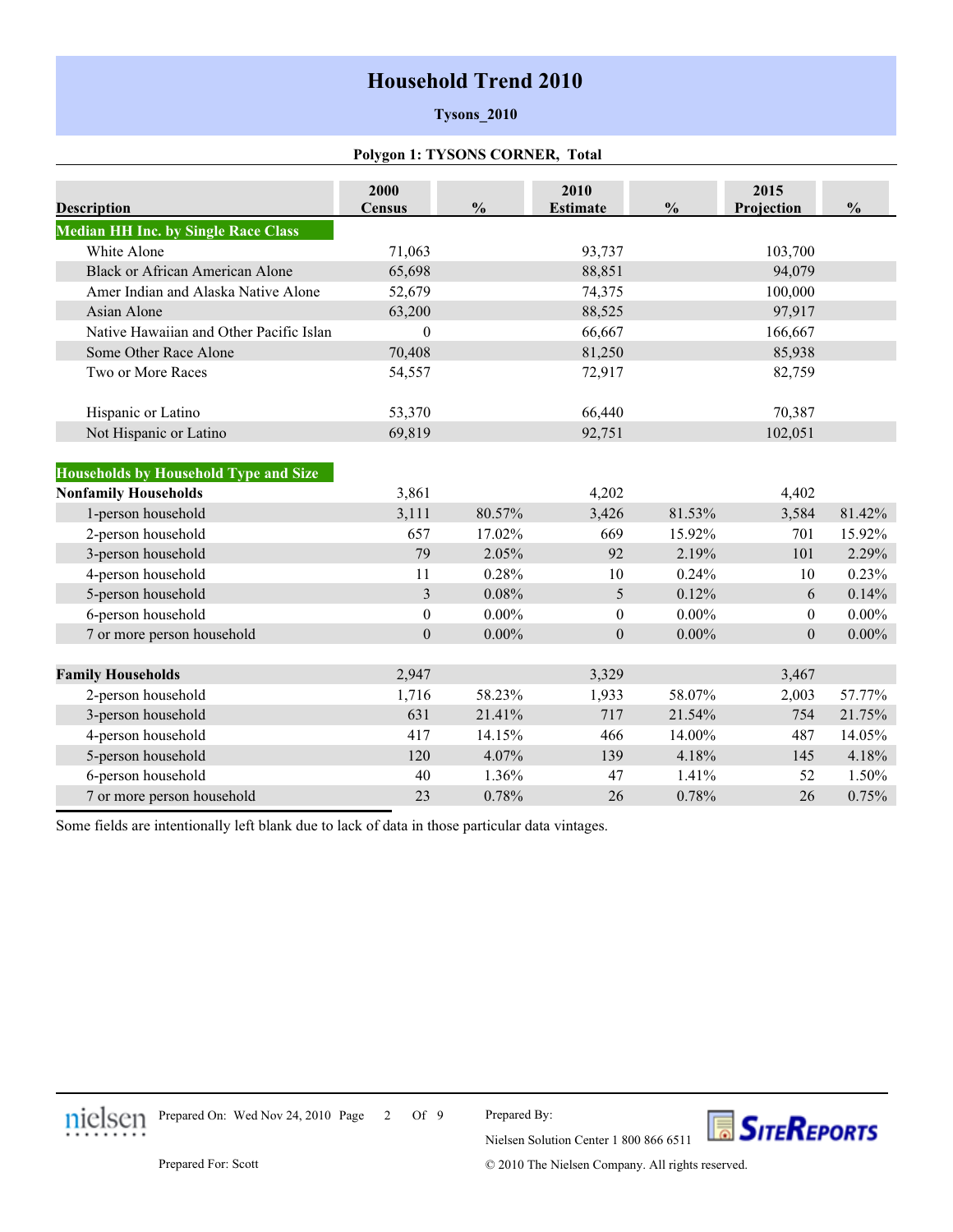# Household Trend 2010

**Tysons_2010**

**Polygon 1: TYSONS CORNER, Total**

| Description | 2000 Census | % | 2010 Estimate | % | 2015 Projection | % |
|---|---|---|---|---|---|---|
| **Median HH Inc. by Single Race Class** | | | | | | |
| White Alone | 71,063 | | 93,737 | | 103,700 | |
| Black or African American Alone | 65,698 | | 88,851 | | 94,079 | |
| Amer Indian and Alaska Native Alone | 52,679 | | 74,375 | | 100,000 | |
| Asian Alone | 63,200 | | 88,525 | | 97,917 | |
| Native Hawaiian and Other Pacific Islan | 0 | | 66,667 | | 166,667 | |
| Some Other Race Alone | 70,408 | | 81,250 | | 85,938 | |
| Two or More Races | 54,557 | | 72,917 | | 82,759 | |
| | | | | | | |
| Hispanic or Latino | 53,370 | | 66,440 | | 70,387 | |
| Not Hispanic or Latino | 69,819 | | 92,751 | | 102,051 | |
| | | | | | | |
| **Households by Household Type and Size** | | | | | | |
| **Nonfamily Households** | 3,861 | | 4,202 | | 4,402 | |
| 1-person household | 3,111 | 80.57% | 3,426 | 81.53% | 3,584 | 81.42% |
| 2-person household | 657 | 17.02% | 669 | 15.92% | 701 | 15.92% |
| 3-person household | 79 | 2.05% | 92 | 2.19% | 101 | 2.29% |
| 4-person household | 11 | 0.28% | 10 | 0.24% | 10 | 0.23% |
| 5-person household | 3 | 0.08% | 5 | 0.12% | 6 | 0.14% |
| 6-person household | 0 | 0.00% | 0 | 0.00% | 0 | 0.00% |
| 7 or more person household | 0 | 0.00% | 0 | 0.00% | 0 | 0.00% |
| | | | | | | |
| **Family Households** | 2,947 | | 3,329 | | 3,467 | |
| 2-person household | 1,716 | 58.23% | 1,933 | 58.07% | 2,003 | 57.77% |
| 3-person household | 631 | 21.41% | 717 | 21.54% | 754 | 21.75% |
| 4-person household | 417 | 14.15% | 466 | 14.00% | 487 | 14.05% |
| 5-person household | 120 | 4.07% | 139 | 4.18% | 145 | 4.18% |
| 6-person household | 40 | 1.36% | 47 | 1.41% | 52 | 1.50% |
| 7 or more person household | 23 | 0.78% | 26 | 0.78% | 26 | 0.75% |

Some fields are intentionally left blank due to lack of data in those particular data vintages.